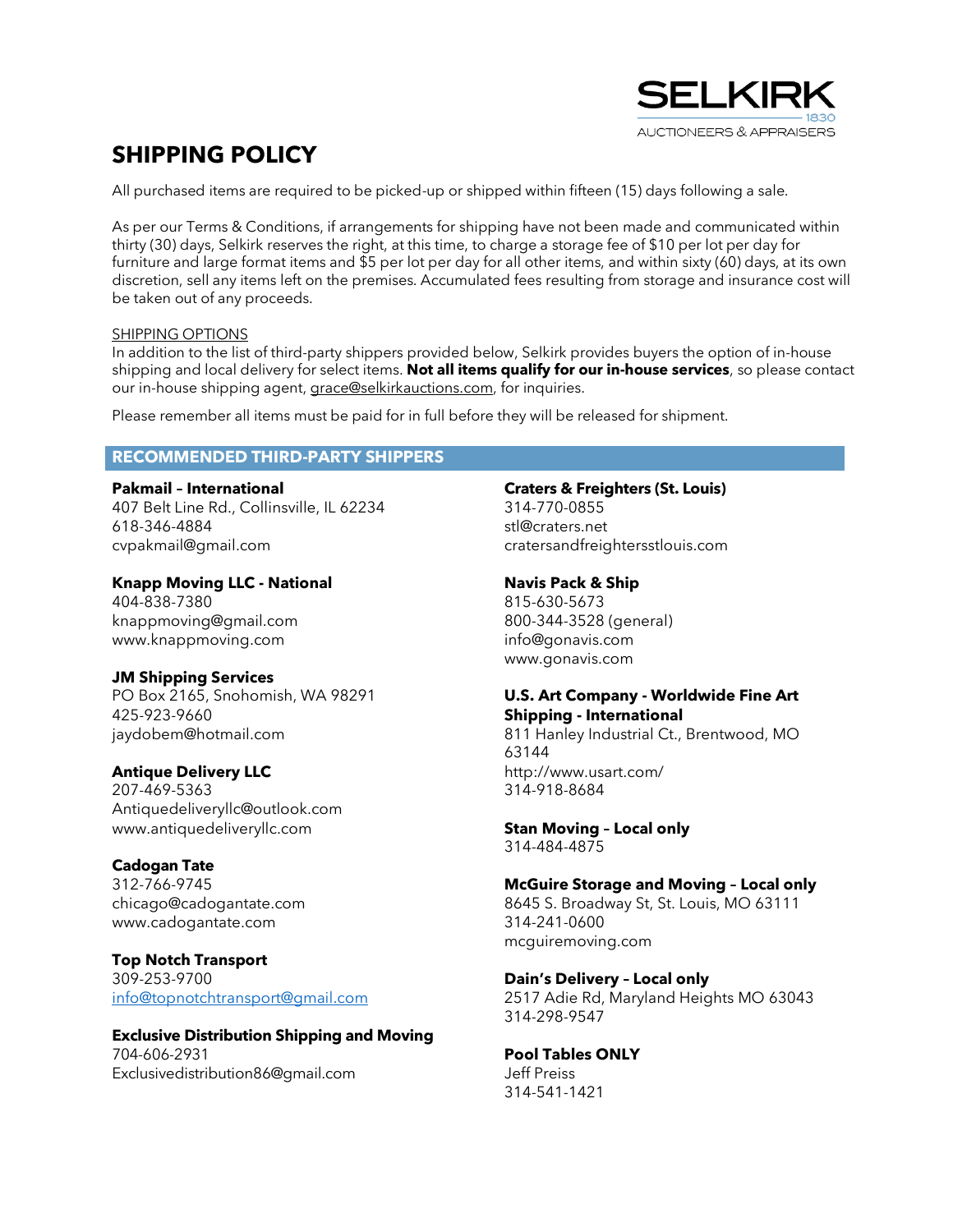SELKIRK
1830
AUCTIONEERS & APPRAISERS

# SHIPPING POLICY

All purchased items are required to be picked-up or shipped within fifteen (15) days following a sale.

As per our Terms & Conditions, if arrangements for shipping have not been made and communicated within thirty (30) days, Selkirk reserves the right, at this time, to charge a storage fee of $10 per lot per day for furniture and large format items and $5 per lot per day for all other items, and within sixty (60) days, at its own discretion, sell any items left on the premises. Accumulated fees resulting from storage and insurance cost will be taken out of any proceeds.

SHIPPING OPTIONS

In addition to the list of third-party shippers provided below, Selkirk provides buyers the option of in-house shipping and local delivery for select items. **Not all items qualify for our in-house services**, so please contact our in-house shipping agent, grace@selkirkauctions.com, for inquiries.

Please remember all items must be paid for in full before they will be released for shipment.

## RECOMMENDED THIRD-PARTY SHIPPERS

**Pakmail – International**
407 Belt Line Rd., Collinsville, IL 62234
618-346-4884
cvpakmail@gmail.com

**Knapp Moving LLC - National**
404-838-7380
knappmoving@gmail.com
www.knappmoving.com

**JM Shipping Services**
PO Box 2165, Snohomish, WA 98291
425-923-9660
jaydobem@hotmail.com

**Antique Delivery LLC**
207-469-5363
Antiquedeliveryllc@outlook.com
www.antiquedeliveryllc.com

**Cadogan Tate**
312-766-9745
chicago@cadogantate.com
www.cadogantate.com

**Top Notch Transport**
309-253-9700
info@topnotchtransport@gmail.com

**Exclusive Distribution Shipping and Moving**
704-606-2931
Exclusivedistribution86@gmail.com

**Craters & Freighters (St. Louis)**
314-770-0855
stl@craters.net
cratersandfreightersstlouis.com

**Navis Pack & Ship**
815-630-5673
800-344-3528 (general)
info@gonavis.com
www.gonavis.com

**U.S. Art Company - Worldwide Fine Art Shipping - International**
811 Hanley Industrial Ct., Brentwood, MO 63144
http://www.usart.com/
314-918-8684

**Stan Moving – Local only**
314-484-4875

**McGuire Storage and Moving – Local only**
8645 S. Broadway St, St. Louis, MO 63111
314-241-0600
mcguiremoving.com

**Dain's Delivery – Local only**
2517 Adie Rd, Maryland Heights MO 63043
314-298-9547

**Pool Tables ONLY**
Jeff Preiss
314-541-1421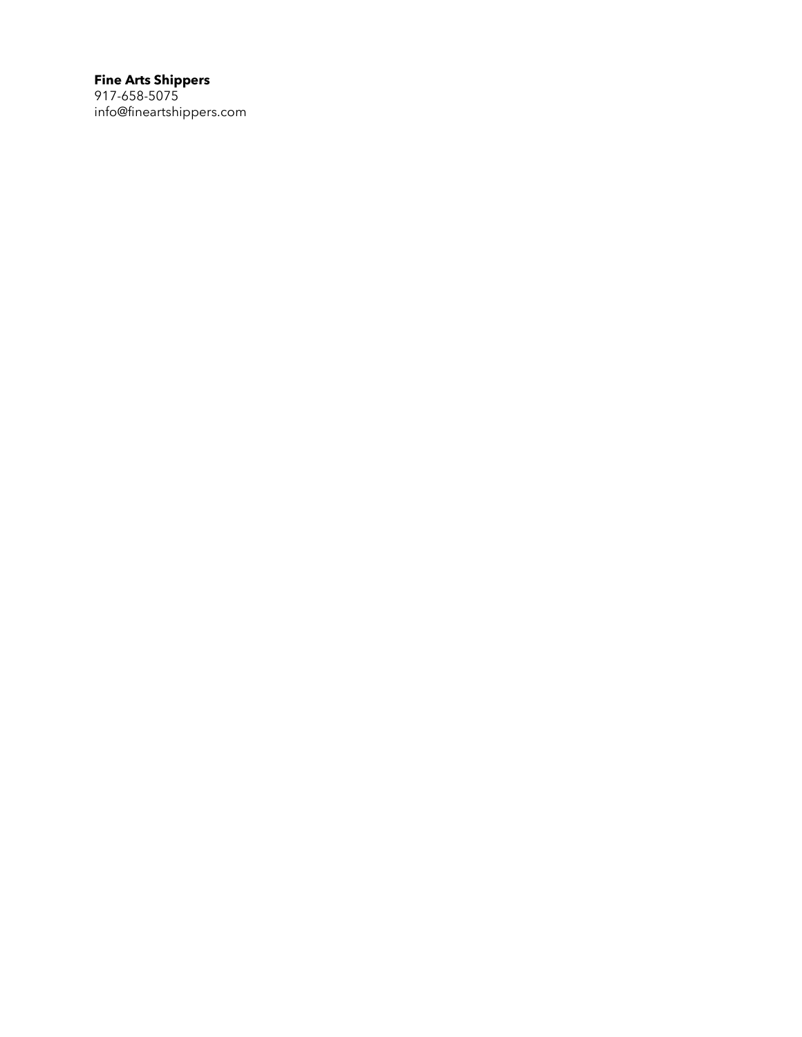**Fine Arts Shippers**
917-658-5075
info@fineartshippers.com